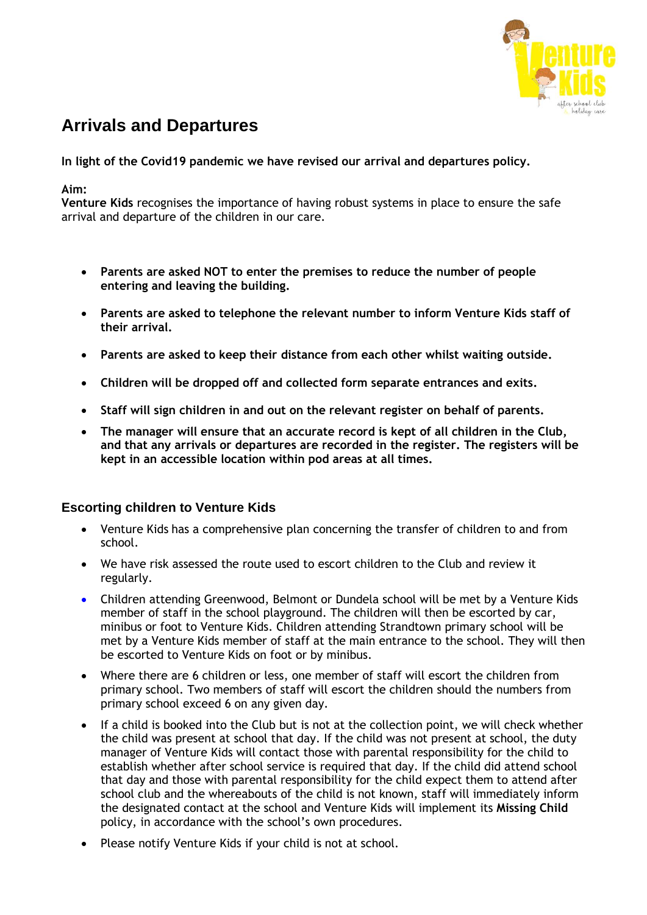# Arrivals and Departures

**In light of the Covid19 pandemic we have revised our arrival and departures policy.**

**Aim:**
**Venture Kids** recognises the importance of having robust systems in place to ensure the safe arrival and departure of the children in our care.

- **Parents are asked NOT to enter the premises to reduce the number of people entering and leaving the building.**
- **Parents are asked to telephone the relevant number to inform Venture Kids staff of their arrival.**
- **Parents are asked to keep their distance from each other whilst waiting outside.**
- **Children will be dropped off and collected form separate entrances and exits.**
- **Staff will sign children in and out on the relevant register on behalf of parents.**
- **The manager will ensure that an accurate record is kept of all children in the Club, and that any arrivals or departures are recorded in the register. The registers will be kept in an accessible location within pod areas at all times.**

## Escorting children to Venture Kids

- Venture Kids has a comprehensive plan concerning the transfer of children to and from school.
- We have risk assessed the route used to escort children to the Club and review it regularly.
- Children attending Greenwood, Belmont or Dundela school will be met by a Venture Kids member of staff in the school playground. The children will then be escorted by car, minibus or foot to Venture Kids. Children attending Strandtown primary school will be met by a Venture Kids member of staff at the main entrance to the school. They will then be escorted to Venture Kids on foot or by minibus.
- Where there are 6 children or less, one member of staff will escort the children from primary school. Two members of staff will escort the children should the numbers from primary school exceed 6 on any given day.
- If a child is booked into the Club but is not at the collection point, we will check whether the child was present at school that day. If the child was not present at school, the duty manager of Venture Kids will contact those with parental responsibility for the child to establish whether after school service is required that day. If the child did attend school that day and those with parental responsibility for the child expect them to attend after school club and the whereabouts of the child is not known, staff will immediately inform the designated contact at the school and Venture Kids will implement its **Missing Child** policy, in accordance with the school's own procedures.
- Please notify Venture Kids if your child is not at school.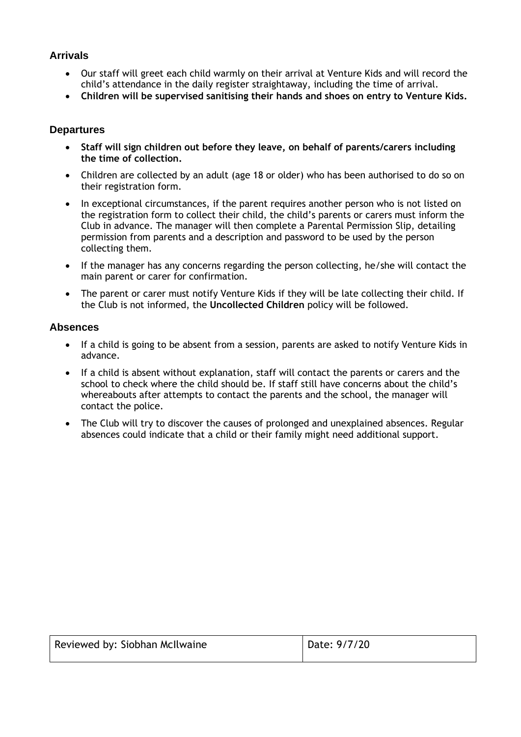## Arrivals

- Our staff will greet each child warmly on their arrival at Venture Kids and will record the child's attendance in the daily register straightaway, including the time of arrival.
- **Children will be supervised sanitising their hands and shoes on entry to Venture Kids.**

## Departures

- **Staff will sign children out before they leave, on behalf of parents/carers including the time of collection.**
- Children are collected by an adult (age 18 or older) who has been authorised to do so on their registration form.
- In exceptional circumstances, if the parent requires another person who is not listed on the registration form to collect their child, the child's parents or carers must inform the Club in advance. The manager will then complete a Parental Permission Slip, detailing permission from parents and a description and password to be used by the person collecting them.
- If the manager has any concerns regarding the person collecting, he/she will contact the main parent or carer for confirmation.
- The parent or carer must notify Venture Kids if they will be late collecting their child. If the Club is not informed, the **Uncollected Children** policy will be followed.

## Absences

- If a child is going to be absent from a session, parents are asked to notify Venture Kids in advance.
- If a child is absent without explanation, staff will contact the parents or carers and the school to check where the child should be. If staff still have concerns about the child's whereabouts after attempts to contact the parents and the school, the manager will contact the police.
- The Club will try to discover the causes of prolonged and unexplained absences. Regular absences could indicate that a child or their family might need additional support.

| | |
|---|---|
| Reviewed by: Siobhan McIlwaine | Date: 9/7/20 |